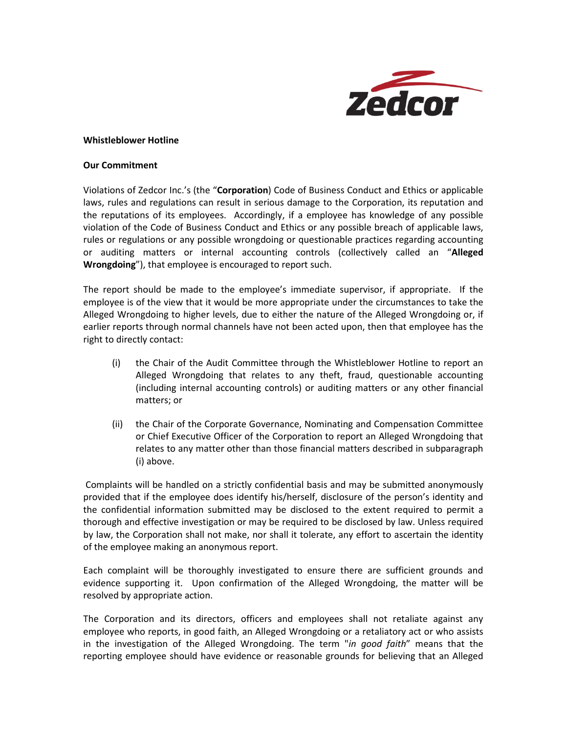**Whistleblower Hotline**

**Our Commitment**

Violations of Zedcor Inc.'s (the "**Corporation**) Code of Business Conduct and Ethics or applicable laws, rules and regulations can result in serious damage to the Corporation, its reputation and the reputations of its employees. Accordingly, if a employee has knowledge of any possible violation of the Code of Business Conduct and Ethics or any possible breach of applicable laws, rules or regulations or any possible wrongdoing or questionable practices regarding accounting or auditing matters or internal accounting controls (collectively called an "**Alleged Wrongdoing**"), that employee is encouraged to report such.

The report should be made to the employee's immediate supervisor, if appropriate. If the employee is of the view that it would be more appropriate under the circumstances to take the Alleged Wrongdoing to higher levels, due to either the nature of the Alleged Wrongdoing or, if earlier reports through normal channels have not been acted upon, then that employee has the right to directly contact:

(i) the Chair of the Audit Committee through the Whistleblower Hotline to report an Alleged Wrongdoing that relates to any theft, fraud, questionable accounting (including internal accounting controls) or auditing matters or any other financial matters; or

(ii) the Chair of the Corporate Governance, Nominating and Compensation Committee or Chief Executive Officer of the Corporation to report an Alleged Wrongdoing that relates to any matter other than those financial matters described in subparagraph (i) above.

Complaints will be handled on a strictly confidential basis and may be submitted anonymously provided that if the employee does identify his/herself, disclosure of the person's identity and the confidential information submitted may be disclosed to the extent required to permit a thorough and effective investigation or may be required to be disclosed by law. Unless required by law, the Corporation shall not make, nor shall it tolerate, any effort to ascertain the identity of the employee making an anonymous report.

Each complaint will be thoroughly investigated to ensure there are sufficient grounds and evidence supporting it. Upon confirmation of the Alleged Wrongdoing, the matter will be resolved by appropriate action.

The Corporation and its directors, officers and employees shall not retaliate against any employee who reports, in good faith, an Alleged Wrongdoing or a retaliatory act or who assists in the investigation of the Alleged Wrongdoing. The term "*in good faith*" means that the reporting employee should have evidence or reasonable grounds for believing that an Alleged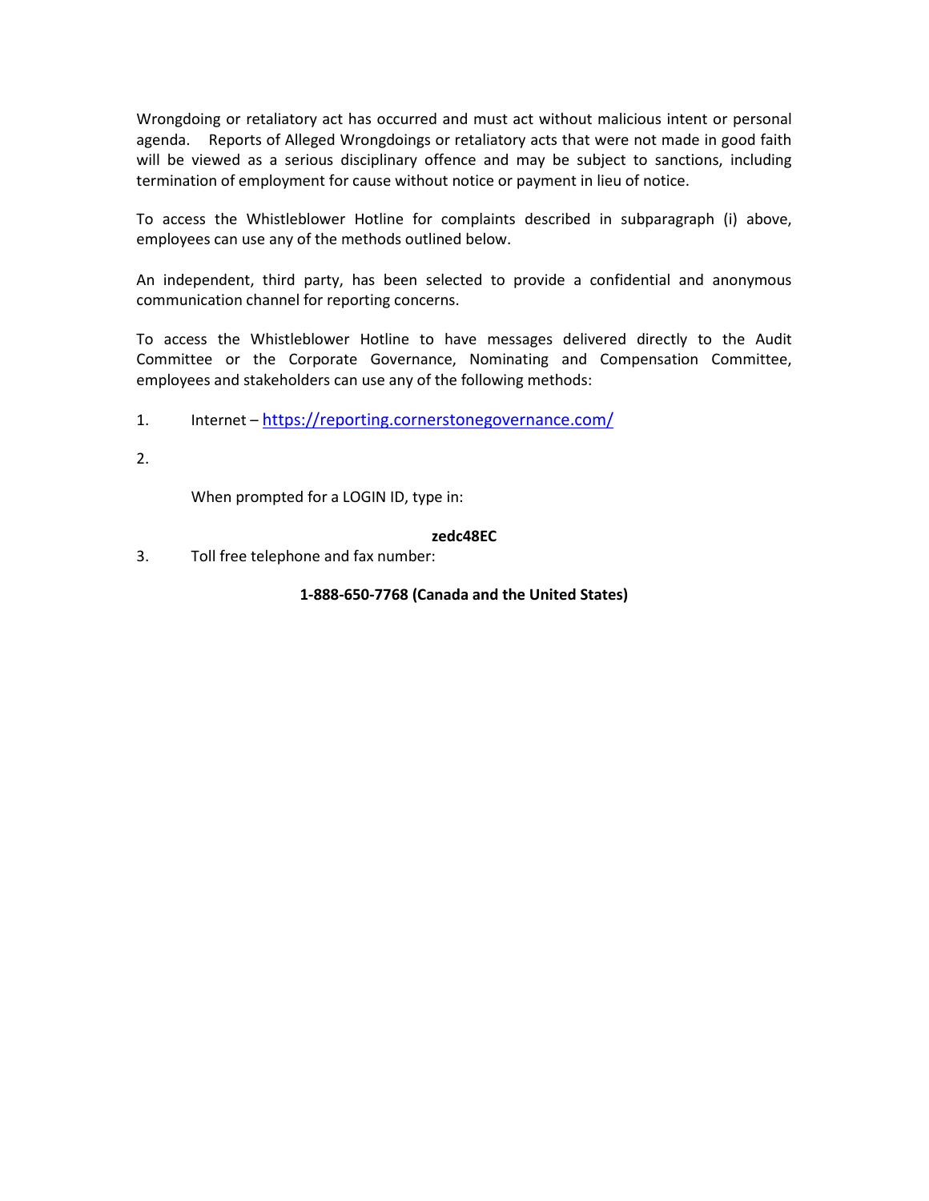Wrongdoing or retaliatory act has occurred and must act without malicious intent or personal agenda. Reports of Alleged Wrongdoings or retaliatory acts that were not made in good faith will be viewed as a serious disciplinary offence and may be subject to sanctions, including termination of employment for cause without notice or payment in lieu of notice.

To access the Whistleblower Hotline for complaints described in subparagraph (i) above, employees can use any of the methods outlined below.

An independent, third party, has been selected to provide a confidential and anonymous communication channel for reporting concerns.

To access the Whistleblower Hotline to have messages delivered directly to the Audit Committee or the Corporate Governance, Nominating and Compensation Committee, employees and stakeholders can use any of the following methods:

1. Internet – https://reporting.cornerstonegovernance.com/

2. 

   When prompted for a LOGIN ID, type in:

   **zedc48EC**

3. Toll free telephone and fax number:

   **1-888-650-7768 (Canada and the United States)**